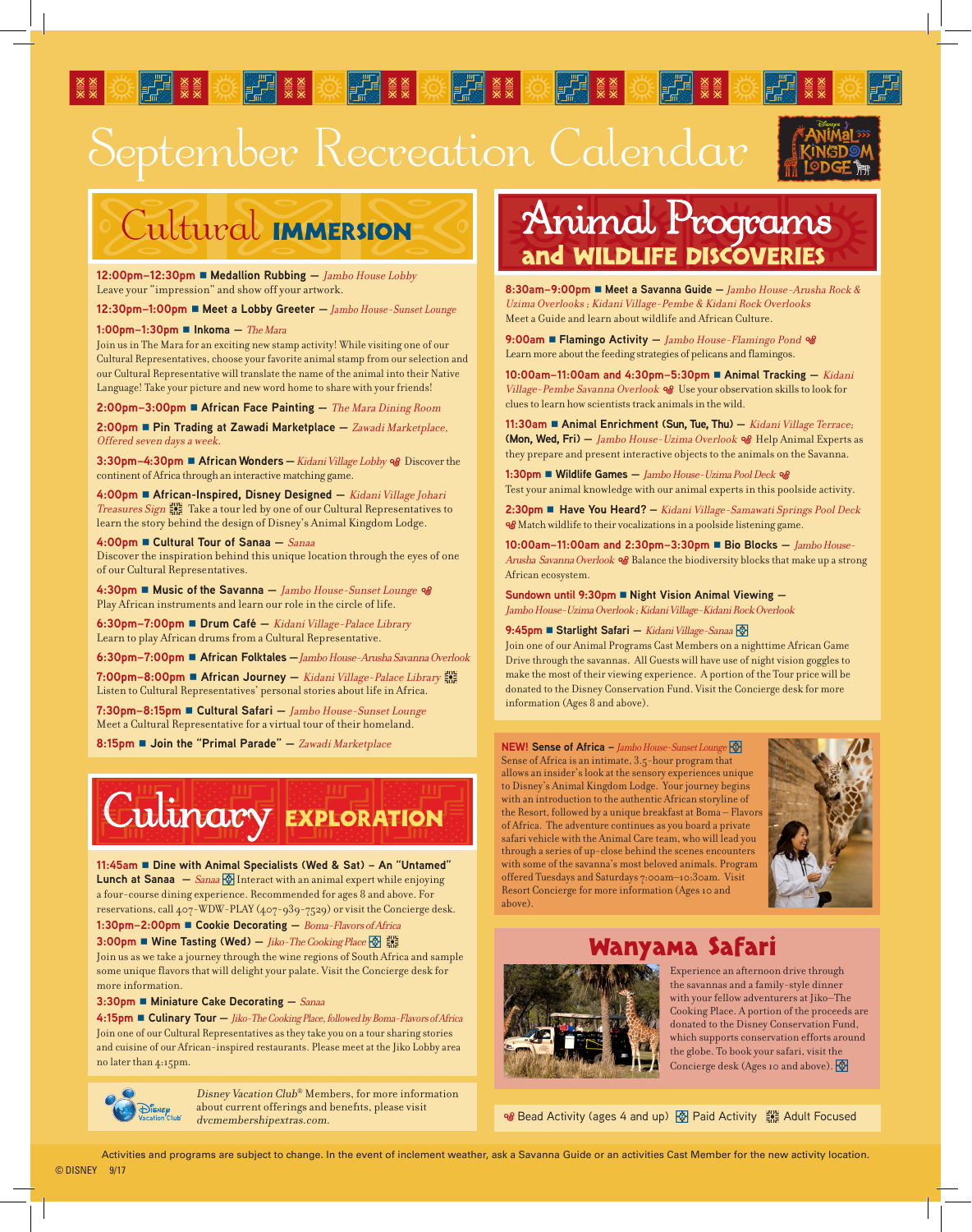# September Recreation Calendar

## Cultural IMMERSION

**12:00pm–12:30pm ■ Medallion Rubbing —** *Jambo House Lobby*
Leave your "impression" and show off your artwork.

**12:30pm–1:00pm ■ Meet a Lobby Greeter —** *Jambo House-Sunset Lounge*

**1:00pm–1:30pm ■ Inkoma —** *The Mara*
Join us in The Mara for an exciting new stamp activity! While visiting one of our Cultural Representatives, choose your favorite animal stamp from our selection and our Cultural Representative will translate the name of the animal into their Native Language! Take your picture and new word home to share with your friends!

**2:00pm–3:00pm ■ African Face Painting —** *The Mara Dining Room*

**2:00pm ■ Pin Trading at Zawadi Marketplace —** *Zawadi Marketplace. Offered seven days a week.*

**3:30pm–4:30pm ■ African Wonders —** *Kidani Village Lobby* (Bead Activity) Discover the continent of Africa through an interactive matching game.

**4:00pm ■ African-Inspired, Disney Designed —** *Kidani Village Johari Treasures Sign* (Adult Focused) Take a tour led by one of our Cultural Representatives to learn the story behind the design of Disney's Animal Kingdom Lodge.

**4:00pm ■ Cultural Tour of Sanaa —** *Sanaa*
Discover the inspiration behind this unique location through the eyes of one of our Cultural Representatives.

**4:30pm ■ Music of the Savanna —** *Jambo House-Sunset Lounge* (Bead Activity)
Play African instruments and learn our role in the circle of life.

**6:30pm–7:00pm ■ Drum Café —** *Kidani Village-Palace Library*
Learn to play African drums from a Cultural Representative.

**6:30pm–7:00pm ■ African Folktales —** *Jambo House-Arusha Savanna Overlook*

**7:00pm–8:00pm ■ African Journey —** *Kidani Village-Palace Library* (Adult Focused)
Listen to Cultural Representatives' personal stories about life in Africa.

**7:30pm–8:15pm ■ Cultural Safari —** *Jambo House-Sunset Lounge*
Meet a Cultural Representative for a virtual tour of their homeland.

**8:15pm ■ Join the "Primal Parade" —** *Zawadi Marketplace*

## Culinary EXPLORATION

**11:45am ■ Dine with Animal Specialists (Wed & Sat) – An "Untamed" Lunch at Sanaa —** *Sanaa* (Paid Activity) Interact with an animal expert while enjoying a four-course dining experience. Recommended for ages 8 and above. For reservations, call 407-WDW-PLAY (407-939-7529) or visit the Concierge desk.

**1:30pm–2:00pm ■ Cookie Decorating —** *Boma-Flavors of Africa*

**3:00pm ■ Wine Tasting (Wed) —** *Jiko-The Cooking Place* (Paid Activity) (Adult Focused)
Join us as we take a journey through the wine regions of South Africa and sample some unique flavors that will delight your palate. Visit the Concierge desk for more information.

**3:30pm ■ Miniature Cake Decorating —** *Sanaa*

**4:15pm ■ Culinary Tour —** *Jiko-The Cooking Place, followed by Boma-Flavors of Africa*
Join one of our Cultural Representatives as they take you on a tour sharing stories and cuisine of our African-inspired restaurants. Please meet at the Jiko Lobby area no later than 4:15pm.

*Disney Vacation Club*® Members, for more information about current offerings and benefits, please visit *dvcmembershipextras.com.*

## Animal Programs and WILDLIFE DISCOVERIES

**8:30am–9:00pm ■ Meet a Savanna Guide —** *Jambo House-Arusha Rock & Uzima Overlooks ; Kidani Village-Pembe & Kidani Rock Overlooks*
Meet a Guide and learn about wildlife and African Culture.

**9:00am ■ Flamingo Activity —** *Jambo House-Flamingo Pond* (Bead Activity)
Learn more about the feeding strategies of pelicans and flamingos.

**10:00am–11:00am and 4:30pm–5:30pm ■ Animal Tracking —** *Kidani Village-Pembe Savanna Overlook* (Bead Activity) Use your observation skills to look for clues to learn how scientists track animals in the wild.

**11:30am ■ Animal Enrichment (Sun, Tue, Thu) —** *Kidani Village Terrace;* **(Mon, Wed, Fri) —** *Jambo House-Uzima Overlook* (Bead Activity) Help Animal Experts as they prepare and present interactive objects to the animals on the Savanna.

**1:30pm ■ Wildlife Games —** *Jambo House-Uzima Pool Deck* (Bead Activity)
Test your animal knowledge with our animal experts in this poolside activity.

**2:30pm ■ Have You Heard? —** *Kidani Village-Samawati Springs Pool Deck* (Bead Activity) Match wildlife to their vocalizations in a poolside listening game.

**10:00am–11:00am and 2:30pm–3:30pm ■ Bio Blocks —** *Jambo House-Arusha Savanna Overlook* (Bead Activity) Balance the biodiversity blocks that make up a strong African ecosystem.

**Sundown until 9:30pm ■ Night Vision Animal Viewing —** *Jambo House-Uzima Overlook ; Kidani Village-Kidani Rock Overlook*

**9:45pm ■ Starlight Safari —** *Kidani Village-Sanaa* (Paid Activity)
Join one of our Animal Programs Cast Members on a nighttime African Game Drive through the savannas. All Guests will have use of night vision goggles to make the most of their viewing experience. A portion of the Tour price will be donated to the Disney Conservation Fund. Visit the Concierge desk for more information (Ages 8 and above).

**NEW! Sense of Africa –** *Jambo House-Sunset Lounge* (Paid Activity)
Sense of Africa is an intimate, 3.5-hour program that allows an insider's look at the sensory experiences unique to Disney's Animal Kingdom Lodge. Your journey begins with an introduction to the authentic African storyline of the Resort, followed by a unique breakfast at Boma – Flavors of Africa. The adventure continues as you board a private safari vehicle with the Animal Care team, who will lead you through a series of up-close behind the scenes encounters with some of the savanna's most beloved animals. Program offered Tuesdays and Saturdays 7:00am–10:30am. Visit Resort Concierge for more information (Ages 10 and above).

## Wanyama Safari

Experience an afternoon drive through the savannas and a family-style dinner with your fellow adventurers at Jiko–The Cooking Place. A portion of the proceeds are donated to the Disney Conservation Fund, which supports conservation efforts around the globe. To book your safari, visit the Concierge desk (Ages 10 and above). (Paid Activity)

Bead Activity (ages 4 and up) | Paid Activity | Adult Focused

Activities and programs are subject to change. In the event of inclement weather, ask a Savanna Guide or an activities Cast Member for the new activity location.

© DISNEY 9/17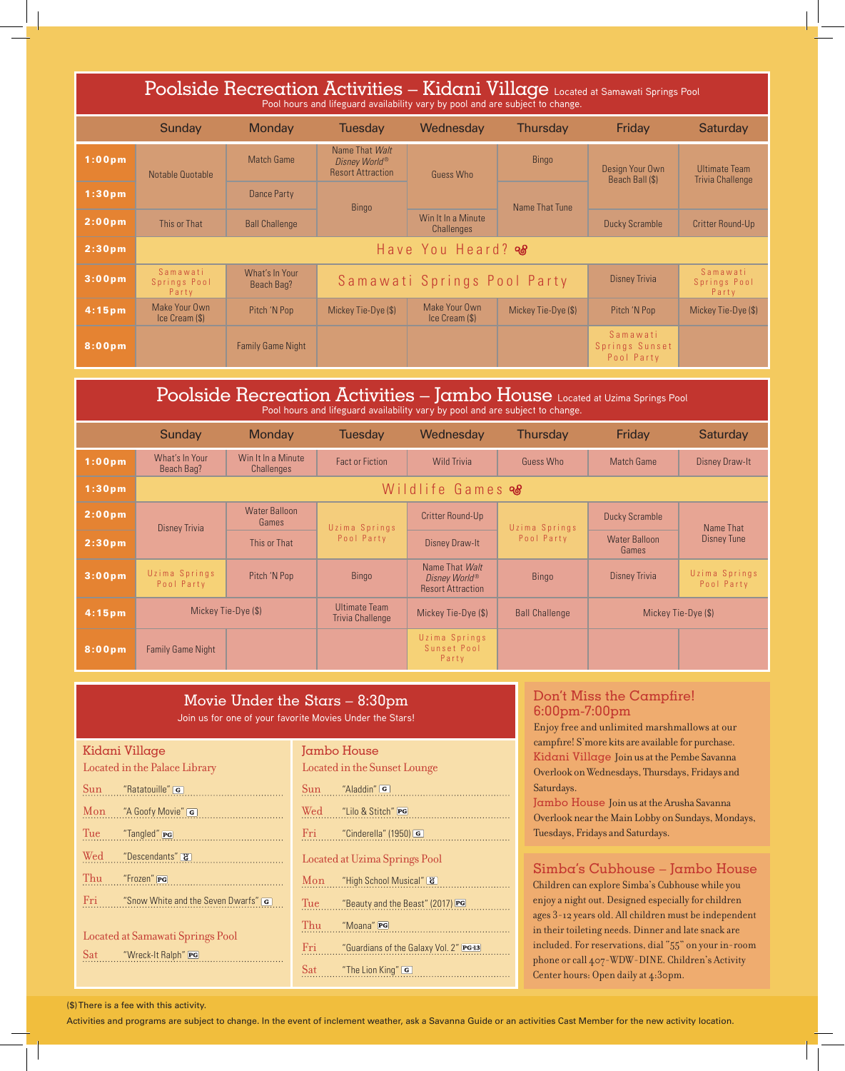## Poolside Recreation Activities – Kidani Village Located at Samawati Springs Pool

Pool hours and lifeguard availability vary by pool and are subject to change.

| | Sunday | Monday | Tuesday | Wednesday | Thursday | Friday | Saturday |
|---|---|---|---|---|---|---|---|
| 1:00pm | Notable Quotable | Match Game | Name That *Walt Disney World*® Resort Attraction | Guess Who | Bingo | Design Your Own Beach Ball ($) | Ultimate Team Trivia Challenge |
| 1:30pm | Notable Quotable | Dance Party | Bingo | Guess Who | Name That Tune | Design Your Own Beach Ball ($) | Ultimate Team Trivia Challenge |
| 2:00pm | This or That | Ball Challenge | Bingo | Win It In a Minute Challenges | Name That Tune | Ducky Scramble | Critter Round-Up |
| 2:30pm | Have You Heard? | | | | | | |
| 3:00pm | Samawati Springs Pool Party | What's In Your Beach Bag? | Samawati Springs Pool Party | Samawati Springs Pool Party | Samawati Springs Pool Party | Disney Trivia | Samawati Springs Pool Party |
| 4:15pm | Make Your Own Ice Cream ($) | Pitch 'N Pop | Mickey Tie-Dye ($) | Make Your Own Ice Cream ($) | Mickey Tie-Dye ($) | Pitch 'N Pop | Mickey Tie-Dye ($) |
| 8:00pm | | Family Game Night | | | | Samawati Springs Sunset Pool Party | |

## Poolside Recreation Activities – Jambo House Located at Uzima Springs Pool

Pool hours and lifeguard availability vary by pool and are subject to change.

| | Sunday | Monday | Tuesday | Wednesday | Thursday | Friday | Saturday |
|---|---|---|---|---|---|---|---|
| 1:00pm | What's In Your Beach Bag? | Win It In a Minute Challenges | Fact or Fiction | Wild Trivia | Guess Who | Match Game | Disney Draw-It |
| 1:30pm | Wildlife Games | | | | | | |
| 2:00pm | Disney Trivia | Water Balloon Games | Uzima Springs Pool Party | Critter Round-Up | Uzima Springs Pool Party | Ducky Scramble | Name That Disney Tune |
| 2:30pm | Disney Trivia | This or That | Uzima Springs Pool Party | Disney Draw-It | Uzima Springs Pool Party | Water Balloon Games | Name That Disney Tune |
| 3:00pm | Uzima Springs Pool Party | Pitch 'N Pop | Bingo | Name That *Walt Disney World*® Resort Attraction | Bingo | Disney Trivia | Uzima Springs Pool Party |
| 4:15pm | Mickey Tie-Dye ($) | Mickey Tie-Dye ($) | Ultimate Team Trivia Challenge | Mickey Tie-Dye ($) | Ball Challenge | Mickey Tie-Dye ($) | Mickey Tie-Dye ($) |
| 8:00pm | Family Game Night | | | Uzima Springs Sunset Pool Party | | | |

## Movie Under the Stars – 8:30pm

Join us for one of your favorite Movies Under the Stars!

### Kidani Village

Located in the Palace Library

- Sun "Ratatouille" G
- Mon "A Goofy Movie" G
- Tue "Tangled" PG
- Wed "Descendants" G
- Thu "Frozen" PG
- Fri "Snow White and the Seven Dwarfs" G

Located at Samawati Springs Pool

- Sat "Wreck-It Ralph" PG

### Jambo House

Located in the Sunset Lounge

- Sun "Aladdin" G
- Wed "Lilo & Stitch" PG
- Fri "Cinderella" (1950) G

Located at Uzima Springs Pool

- Mon "High School Musical" G
- Tue "Beauty and the Beast" (2017) PG
- Thu "Moana" PG
- Fri "Guardians of the Galaxy Vol. 2" PG-13
- Sat "The Lion King" G

## Don't Miss the Campfire! 6:00pm-7:00pm

Enjoy free and unlimited marshmallows at our campfire! S'more kits are available for purchase.
Kidani Village Join us at the Pembe Savanna Overlook on Wednesdays, Thursdays, Fridays and Saturdays.
Jambo House Join us at the Arusha Savanna Overlook near the Main Lobby on Sundays, Mondays, Tuesdays, Fridays and Saturdays.

## Simba's Cubhouse – Jambo House

Children can explore Simba's Cubhouse while you enjoy a night out. Designed especially for children ages 3-12 years old. All children must be independent in their toileting needs. Dinner and late snack are included. For reservations, dial "55" on your in-room phone or call 407-WDW-DINE. Children's Activity Center hours: Open daily at 4:30pm.

($) There is a fee with this activity.

Activities and programs are subject to change. In the event of inclement weather, ask a Savanna Guide or an activities Cast Member for the new activity location.